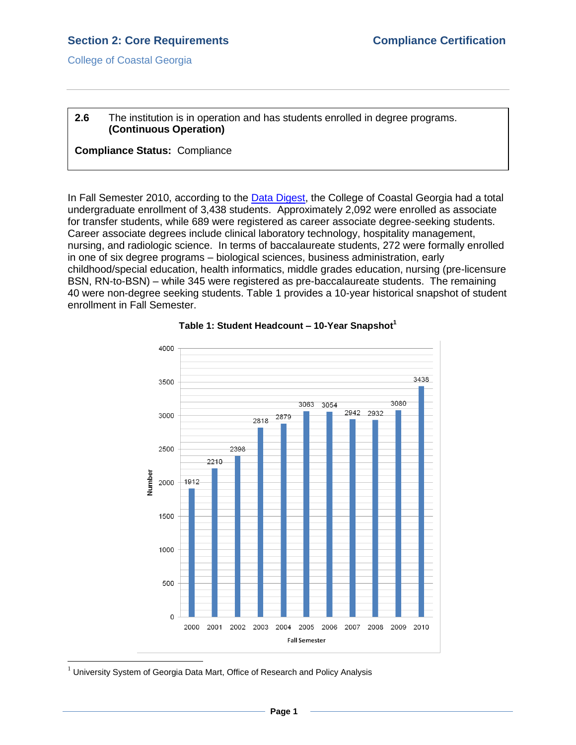## 2.6 The institution is in operation and has students enrolled in degree programs. **(Continuous Operation)**

**Compliance Status:** Compliance

In Fall Semester 2010, according to the Data Digest, the College of Coastal Georgia had a total undergraduate enrollment of 3,438 students. Approximately 2,092 were enrolled as associate for transfer students, while 689 were registered as career associate degree-seeking students. Career associate degrees include clinical laboratory technology, hospitality management, nursing, and radiologic science. In terms of baccalaureate students, 272 were formally enrolled in one of six degree programs – biological sciences, business administration, early childhood/special education, health informatics, middle grades education, nursing (pre-licensure BSN, RN-to-BSN) – while 345 were registered as pre-baccalaureate students. The remaining 40 were non-degree seeking students. Table 1 provides a 10-year historical snapshot of student enrollment in Fall Semester.

**Table 1: Student Headcount – 10-Year Snapshot[1]**

| Fall Semester | Number |
|---|---|
| 2000 | 1912 |
| 2001 | 2210 |
| 2002 | 2398 |
| 2003 | 2818 |
| 2004 | 2879 |
| 2005 | 3063 |
| 2006 | 3054 |
| 2007 | 2942 |
| 2008 | 2932 |
| 2009 | 3080 |
| 2010 | 3438 |

[1] University System of Georgia Data Mart, Office of Research and Policy Analysis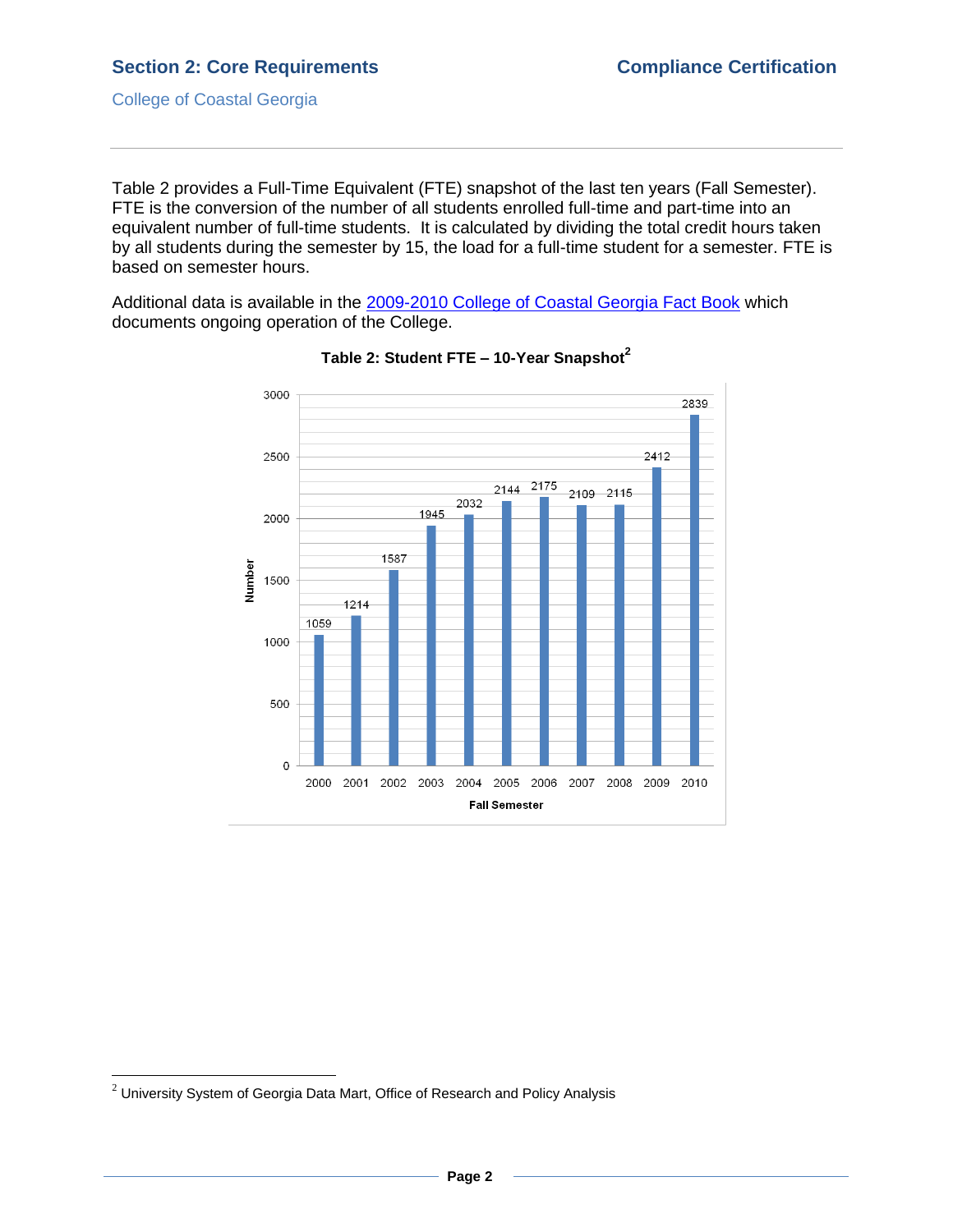Table 2 provides a Full-Time Equivalent (FTE) snapshot of the last ten years (Fall Semester). FTE is the conversion of the number of all students enrolled full-time and part-time into an equivalent number of full-time students. It is calculated by dividing the total credit hours taken by all students during the semester by 15, the load for a full-time student for a semester. FTE is based on semester hours.

Additional data is available in the [2009-2010 College of Coastal Georgia Fact Book]() which documents ongoing operation of the College.

**Table 2: Student FTE – 10-Year Snapshot[2]**

| Fall Semester | Number |
|---|---|
| 2000 | 1059 |
| 2001 | 1214 |
| 2002 | 1587 |
| 2003 | 1945 |
| 2004 | 2032 |
| 2005 | 2144 |
| 2006 | 2175 |
| 2007 | 2109 |
| 2008 | 2115 |
| 2009 | 2412 |
| 2010 | 2839 |

[2] University System of Georgia Data Mart, Office of Research and Policy Analysis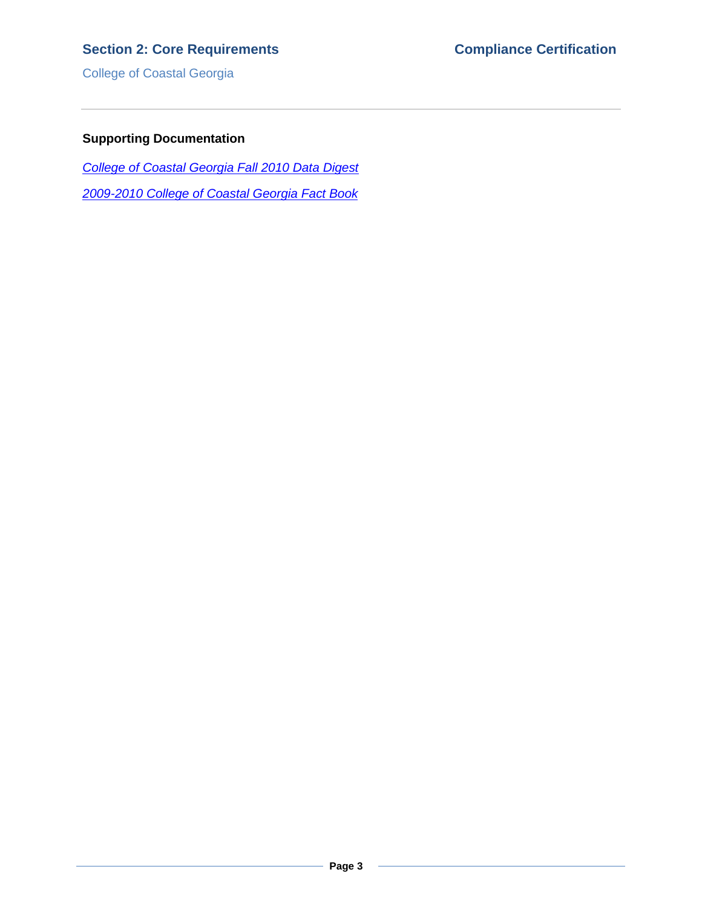**Supporting Documentation**

*College of Coastal Georgia Fall 2010 Data Digest*

*2009-2010 College of Coastal Georgia Fact Book*